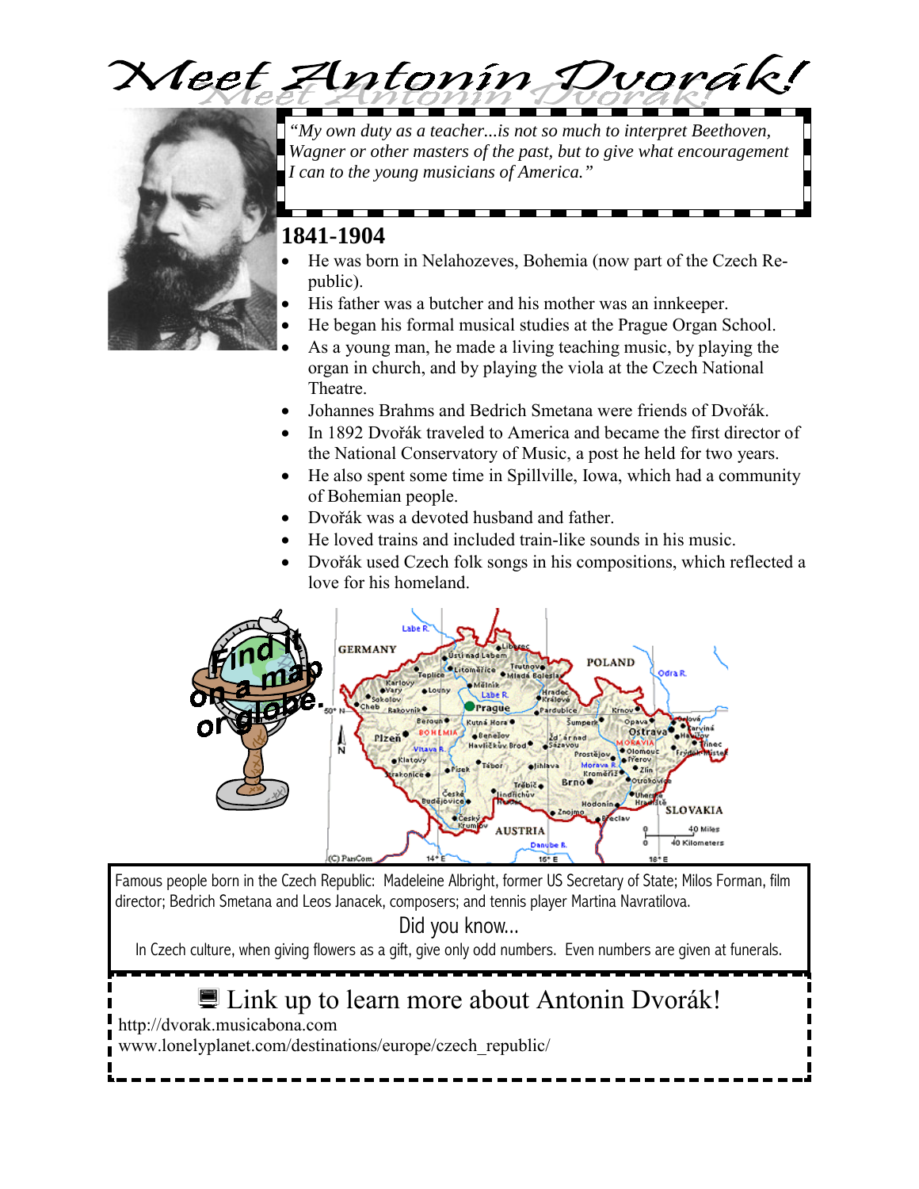# Meet Antonin Dvorák!

*"My own duty as a teacher...is not so much to interpret Beethoven, Wagner or other masters of the past, but to give what encouragement I can to the young musicians of America."*

## 1841-1904

- He was born in Nelahozeves, Bohemia (now part of the Czech Republic).
- His father was a butcher and his mother was an innkeeper.
- He began his formal musical studies at the Prague Organ School.
- As a young man, he made a living teaching music, by playing the organ in church, and by playing the viola at the Czech National Theatre.
- Johannes Brahms and Bedrich Smetana were friends of Dvořák.
- In 1892 Dvořák traveled to America and became the first director of the National Conservatory of Music, a post he held for two years.
- He also spent some time in Spillville, Iowa, which had a community of Bohemian people.
- Dvořák was a devoted husband and father.
- He loved trains and included train-like sounds in his music.
- Dvořák used Czech folk songs in his compositions, which reflected a love for his homeland.

Find it on a map or globe.

Famous people born in the Czech Republic: Madeleine Albright, former US Secretary of State; Milos Forman, film director; Bedrich Smetana and Leos Janacek, composers; and tennis player Martina Navratilova.

Did you know...

In Czech culture, when giving flowers as a gift, give only odd numbers. Even numbers are given at funerals.

## Link up to learn more about Antonin Dvorák!

http://dvorak.musicabona.com
www.lonelyplanet.com/destinations/europe/czech_republic/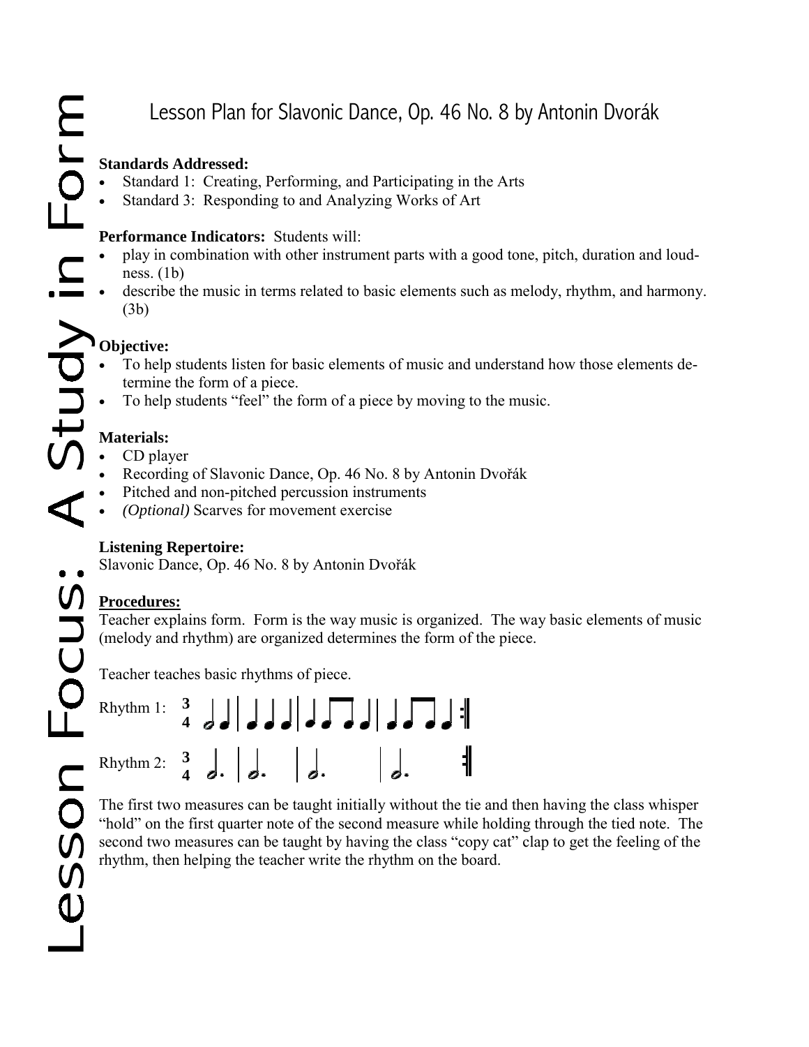# Lesson Plan for Slavonic Dance, Op. 46 No. 8 by Antonin Dvorák

**Standards Addressed:**

- Standard 1: Creating, Performing, and Participating in the Arts
- Standard 3: Responding to and Analyzing Works of Art

**Performance Indicators:** Students will:

- play in combination with other instrument parts with a good tone, pitch, duration and loudness. (1b)
- describe the music in terms related to basic elements such as melody, rhythm, and harmony. (3b)

**Objective:**

- To help students listen for basic elements of music and understand how those elements determine the form of a piece.
- To help students "feel" the form of a piece by moving to the music.

**Materials:**

- CD player
- Recording of Slavonic Dance, Op. 46 No. 8 by Antonin Dvořák
- Pitched and non-pitched percussion instruments
- *(Optional)* Scarves for movement exercise

**Listening Repertoire:**

Slavonic Dance, Op. 46 No. 8 by Antonin Dvořák

**Procedures:**

Teacher explains form. Form is the way music is organized. The way basic elements of music (melody and rhythm) are organized determines the form of the piece.

Teacher teaches basic rhythms of piece.

Rhythm 1: $\frac{3}{4}$ 

Rhythm 2: $\frac{3}{4}$ 

The first two measures can be taught initially without the tie and then having the class whisper "hold" on the first quarter note of the second measure while holding through the tied note. The second two measures can be taught by having the class "copy cat" clap to get the feeling of the rhythm, then helping the teacher write the rhythm on the board.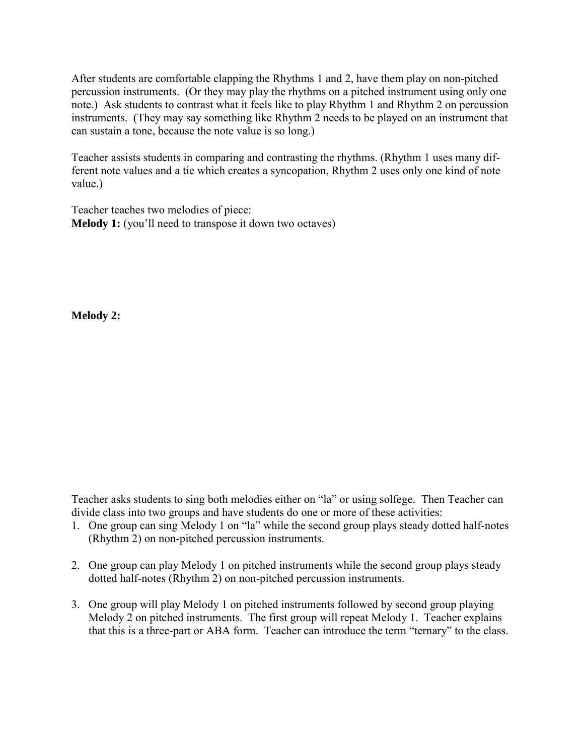After students are comfortable clapping the Rhythms 1 and 2, have them play on non-pitched percussion instruments. (Or they may play the rhythms on a pitched instrument using only one note.) Ask students to contrast what it feels like to play Rhythm 1 and Rhythm 2 on percussion instruments. (They may say something like Rhythm 2 needs to be played on an instrument that can sustain a tone, because the note value is so long.)

Teacher assists students in comparing and contrasting the rhythms. (Rhythm 1 uses many different note values and a tie which creates a syncopation, Rhythm 2 uses only one kind of note value.)

Teacher teaches two melodies of piece:

**Melody 1:** (you'll need to transpose it down two octaves)

**Melody 2:**

Teacher asks students to sing both melodies either on "la" or using solfege. Then Teacher can divide class into two groups and have students do one or more of these activities:

1. One group can sing Melody 1 on "la" while the second group plays steady dotted half-notes (Rhythm 2) on non-pitched percussion instruments.

2. One group can play Melody 1 on pitched instruments while the second group plays steady dotted half-notes (Rhythm 2) on non-pitched percussion instruments.

3. One group will play Melody 1 on pitched instruments followed by second group playing Melody 2 on pitched instruments. The first group will repeat Melody 1. Teacher explains that this is a three-part or ABA form. Teacher can introduce the term "ternary" to the class.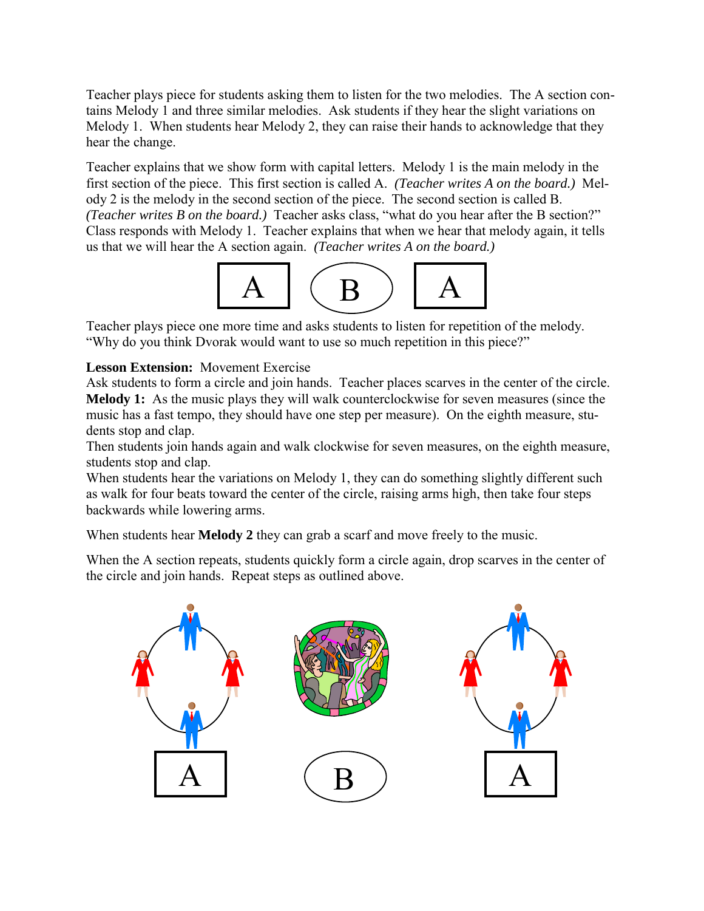Teacher plays piece for students asking them to listen for the two melodies. The A section contains Melody 1 and three similar melodies. Ask students if they hear the slight variations on Melody 1. When students hear Melody 2, they can raise their hands to acknowledge that they hear the change.

Teacher explains that we show form with capital letters. Melody 1 is the main melody in the first section of the piece. This first section is called A. *(Teacher writes A on the board.)* Melody 2 is the melody in the second section of the piece. The second section is called B. *(Teacher writes B on the board.)* Teacher asks class, "what do you hear after the B section?" Class responds with Melody 1. Teacher explains that when we hear that melody again, it tells us that we will hear the A section again. *(Teacher writes A on the board.)*

A B A

Teacher plays piece one more time and asks students to listen for repetition of the melody. "Why do you think Dvorak would want to use so much repetition in this piece?"

**Lesson Extension:** Movement Exercise
Ask students to form a circle and join hands. Teacher places scarves in the center of the circle.
**Melody 1:** As the music plays they will walk counterclockwise for seven measures (since the music has a fast tempo, they should have one step per measure). On the eighth measure, students stop and clap.
Then students join hands again and walk clockwise for seven measures, on the eighth measure, students stop and clap.
When students hear the variations on Melody 1, they can do something slightly different such as walk for four beats toward the center of the circle, raising arms high, then take four steps backwards while lowering arms.

When students hear **Melody 2** they can grab a scarf and move freely to the music.

When the A section repeats, students quickly form a circle again, drop scarves in the center of the circle and join hands. Repeat steps as outlined above.

A B A